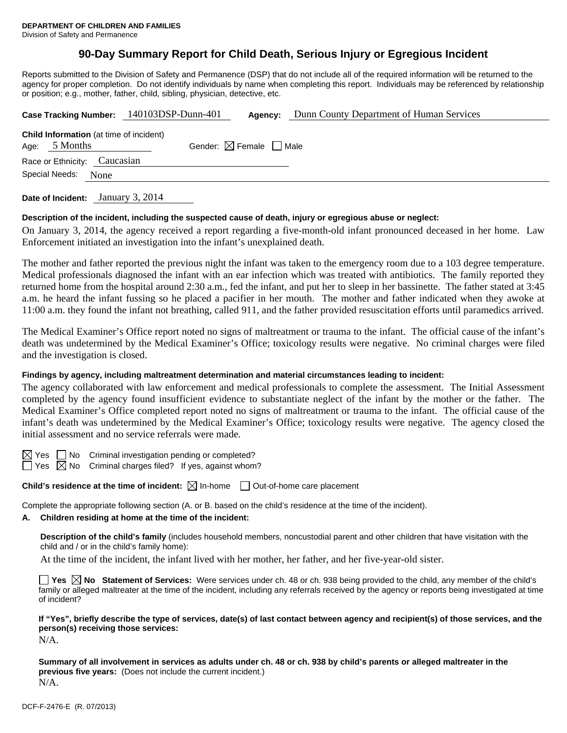**DEPARTMENT OF CHILDREN AND FAMILIES**
Division of Safety and Permanence

# 90-Day Summary Report for Child Death, Serious Injury or Egregious Incident

Reports submitted to the Division of Safety and Permanence (DSP) that do not include all of the required information will be returned to the agency for proper completion. Do not identify individuals by name when completing this report. Individuals may be referenced by relationship or position; e.g., mother, father, child, sibling, physician, detective, etc.

**Case Tracking Number:** 140103DSP-Dunn-401 **Agency:** Dunn County Department of Human Services

**Child Information** (at time of incident)
Age: 5 Months Gender: ☒ Female ☐ Male
Race or Ethnicity: Caucasian
Special Needs: None

**Date of Incident:** January 3, 2014

**Description of the incident, including the suspected cause of death, injury or egregious abuse or neglect:**

On January 3, 2014, the agency received a report regarding a five-month-old infant pronounced deceased in her home. Law Enforcement initiated an investigation into the infant's unexplained death.

The mother and father reported the previous night the infant was taken to the emergency room due to a 103 degree temperature. Medical professionals diagnosed the infant with an ear infection which was treated with antibiotics. The family reported they returned home from the hospital around 2:30 a.m., fed the infant, and put her to sleep in her bassinette. The father stated at 3:45 a.m. he heard the infant fussing so he placed a pacifier in her mouth. The mother and father indicated when they awoke at 11:00 a.m. they found the infant not breathing, called 911, and the father provided resuscitation efforts until paramedics arrived.

The Medical Examiner's Office report noted no signs of maltreatment or trauma to the infant. The official cause of the infant's death was undetermined by the Medical Examiner's Office; toxicology results were negative. No criminal charges were filed and the investigation is closed.

**Findings by agency, including maltreatment determination and material circumstances leading to incident:**

The agency collaborated with law enforcement and medical professionals to complete the assessment. The Initial Assessment completed by the agency found insufficient evidence to substantiate neglect of the infant by the mother or the father. The Medical Examiner's Office completed report noted no signs of maltreatment or trauma to the infant. The official cause of the infant's death was undetermined by the Medical Examiner's Office; toxicology results were negative. The agency closed the initial assessment and no service referrals were made.

☒ Yes ☐ No Criminal investigation pending or completed?
☐ Yes ☒ No Criminal charges filed? If yes, against whom?

**Child's residence at the time of incident:** ☒ In-home ☐ Out-of-home care placement

Complete the appropriate following section (A. or B. based on the child's residence at the time of the incident).

**A. Children residing at home at the time of the incident:**

**Description of the child's family** (includes household members, noncustodial parent and other children that have visitation with the child and / or in the child's family home):

At the time of the incident, the infant lived with her mother, her father, and her five-year-old sister.

☐ **Yes** ☒ **No** **Statement of Services:** Were services under ch. 48 or ch. 938 being provided to the child, any member of the child's family or alleged maltreater at the time of the incident, including any referrals received by the agency or reports being investigated at time of incident?

**If "Yes", briefly describe the type of services, date(s) of last contact between agency and recipient(s) of those services, and the person(s) receiving those services:**
N/A.

**Summary of all involvement in services as adults under ch. 48 or ch. 938 by child's parents or alleged maltreater in the previous five years:** (Does not include the current incident.)
N/A.

DCF-F-2476-E (R. 07/2013)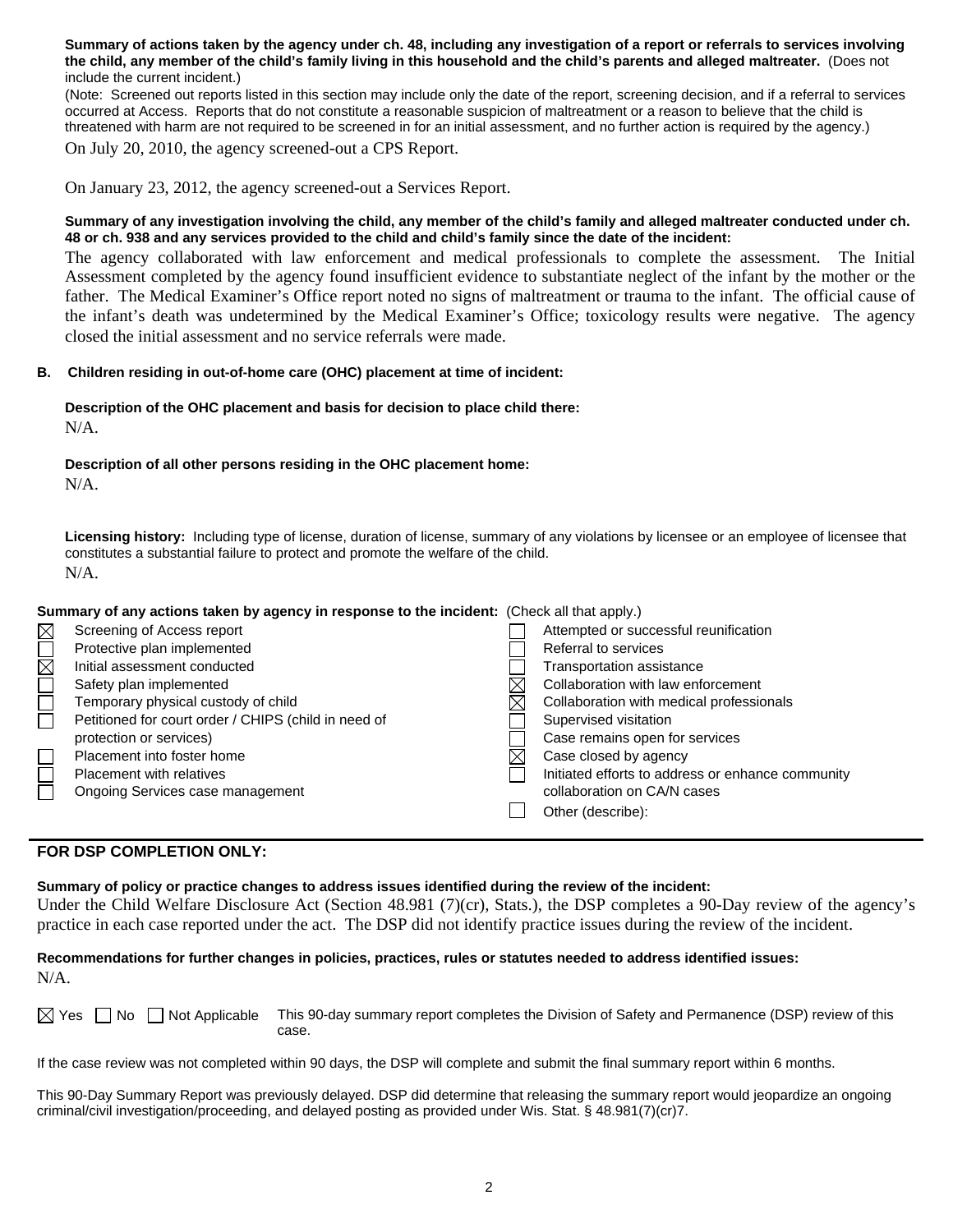**Summary of actions taken by the agency under ch. 48, including any investigation of a report or referrals to services involving the child, any member of the child's family living in this household and the child's parents and alleged maltreater.** (Does not include the current incident.)

(Note: Screened out reports listed in this section may include only the date of the report, screening decision, and if a referral to services occurred at Access. Reports that do not constitute a reasonable suspicion of maltreatment or a reason to believe that the child is threatened with harm are not required to be screened in for an initial assessment, and no further action is required by the agency.)

On July 20, 2010, the agency screened-out a CPS Report.

On January 23, 2012, the agency screened-out a Services Report.

**Summary of any investigation involving the child, any member of the child's family and alleged maltreater conducted under ch. 48 or ch. 938 and any services provided to the child and child's family since the date of the incident:**

The agency collaborated with law enforcement and medical professionals to complete the assessment. The Initial Assessment completed by the agency found insufficient evidence to substantiate neglect of the infant by the mother or the father. The Medical Examiner's Office report noted no signs of maltreatment or trauma to the infant. The official cause of the infant's death was undetermined by the Medical Examiner's Office; toxicology results were negative. The agency closed the initial assessment and no service referrals were made.

**B. Children residing in out-of-home care (OHC) placement at time of incident:**

**Description of the OHC placement and basis for decision to place child there:**

N/A.

**Description of all other persons residing in the OHC placement home:**

N/A.

**Licensing history:** Including type of license, duration of license, summary of any violations by licensee or an employee of licensee that constitutes a substantial failure to protect and promote the welfare of the child.

N/A.

**Summary of any actions taken by agency in response to the incident:** (Check all that apply.)

| | | | |
|---|---|---|---|
| ☒ | Screening of Access report | ☐ | Attempted or successful reunification |
| ☐ | Protective plan implemented | ☐ | Referral to services |
| ☒ | Initial assessment conducted | ☐ | Transportation assistance |
| ☐ | Safety plan implemented | ☒ | Collaboration with law enforcement |
| ☐ | Temporary physical custody of child | ☒ | Collaboration with medical professionals |
| ☐ | Petitioned for court order / CHIPS (child in need of protection or services) | ☐ | Supervised visitation |
| | | ☐ | Case remains open for services |
| ☐ | Placement into foster home | ☒ | Case closed by agency |
| ☐ | Placement with relatives | ☐ | Initiated efforts to address or enhance community collaboration on CA/N cases |
| ☐ | Ongoing Services case management | ☐ | Other (describe): |

## FOR DSP COMPLETION ONLY:

**Summary of policy or practice changes to address issues identified during the review of the incident:**

Under the Child Welfare Disclosure Act (Section 48.981 (7)(cr), Stats.), the DSP completes a 90-Day review of the agency's practice in each case reported under the act. The DSP did not identify practice issues during the review of the incident.

**Recommendations for further changes in policies, practices, rules or statutes needed to address identified issues:**

N/A.

☒ Yes ☐ No ☐ Not Applicable This 90-day summary report completes the Division of Safety and Permanence (DSP) review of this case.

If the case review was not completed within 90 days, the DSP will complete and submit the final summary report within 6 months.

This 90-Day Summary Report was previously delayed. DSP did determine that releasing the summary report would jeopardize an ongoing criminal/civil investigation/proceeding, and delayed posting as provided under Wis. Stat. § 48.981(7)(cr)7.